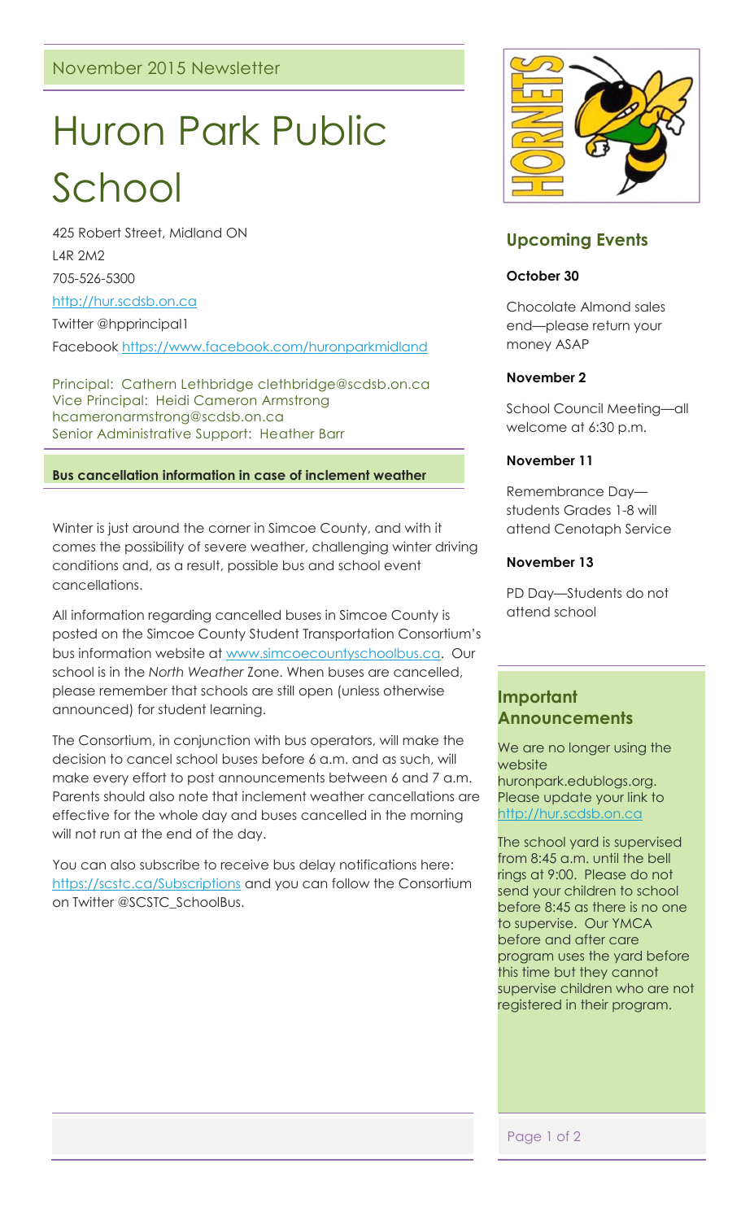November 2015 Newsletter

# Huron Park Public School

425 Robert Street, Midland ON

L4R 2M2

705-526-5300

http://hur.scdsb.on.ca

Twitter @hpprincipal1

Facebook https://www.facebook.com/huronparkmidland

Principal: Cathern Lethbridge clethbridge@scdsb.on.ca
Vice Principal: Heidi Cameron Armstrong hcameronarmstrong@scdsb.on.ca
Senior Administrative Support: Heather Barr

**Bus cancellation information in case of inclement weather**

Winter is just around the corner in Simcoe County, and with it comes the possibility of severe weather, challenging winter driving conditions and, as a result, possible bus and school event cancellations.

All information regarding cancelled buses in Simcoe County is posted on the Simcoe County Student Transportation Consortium's bus information website at www.simcoecountyschoolbus.ca. Our school is in the *North Weather* Zone. When buses are cancelled, please remember that schools are still open (unless otherwise announced) for student learning.

The Consortium, in conjunction with bus operators, will make the decision to cancel school buses before 6 a.m. and as such, will make every effort to post announcements between 6 and 7 a.m. Parents should also note that inclement weather cancellations are effective for the whole day and buses cancelled in the morning will not run at the end of the day.

You can also subscribe to receive bus delay notifications here: https://scstc.ca/Subscriptions and you can follow the Consortium on Twitter @SCSTC_SchoolBus.

## Upcoming Events

**October 30**

Chocolate Almond sales end—please return your money ASAP

**November 2**

School Council Meeting—all welcome at 6:30 p.m.

**November 11**

Remembrance Day—students Grades 1-8 will attend Cenotaph Service

**November 13**

PD Day—Students do not attend school

## Important Announcements

We are no longer using the website huronpark.edublogs.org. Please update your link to http://hur.scdsb.on.ca

The school yard is supervised from 8:45 a.m. until the bell rings at 9:00. Please do not send your children to school before 8:45 as there is no one to supervise. Our YMCA before and after care program uses the yard before this time but they cannot supervise children who are not registered in their program.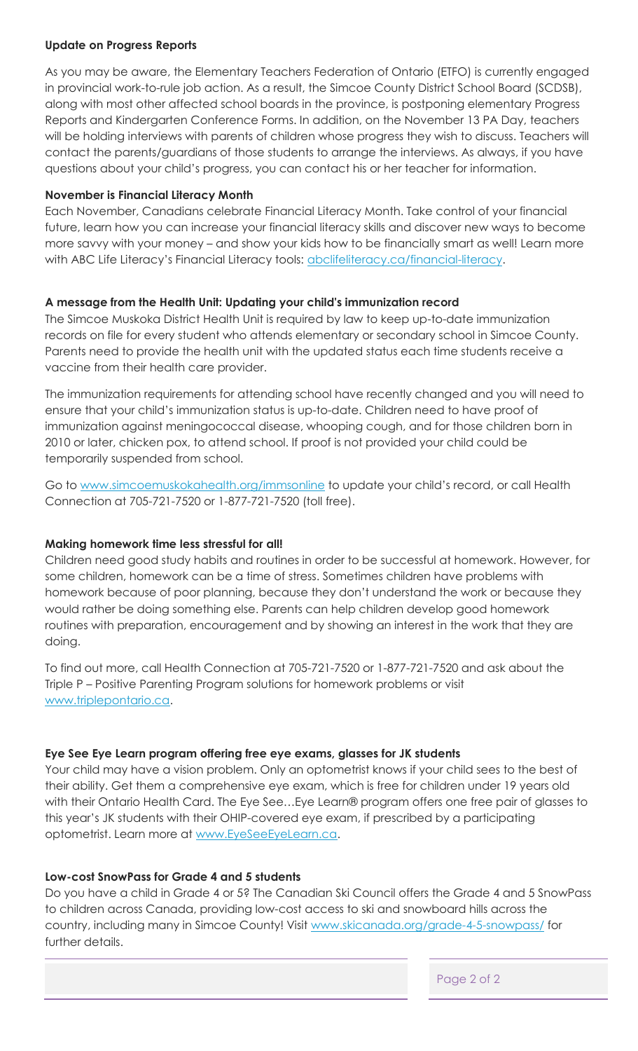**Update on Progress Reports**

As you may be aware, the Elementary Teachers Federation of Ontario (ETFO) is currently engaged in provincial work-to-rule job action. As a result, the Simcoe County District School Board (SCDSB), along with most other affected school boards in the province, is postponing elementary Progress Reports and Kindergarten Conference Forms. In addition, on the November 13 PA Day, teachers will be holding interviews with parents of children whose progress they wish to discuss. Teachers will contact the parents/guardians of those students to arrange the interviews. As always, if you have questions about your child's progress, you can contact his or her teacher for information.

**November is Financial Literacy Month**

Each November, Canadians celebrate Financial Literacy Month. Take control of your financial future, learn how you can increase your financial literacy skills and discover new ways to become more savvy with your money – and show your kids how to be financially smart as well! Learn more with ABC Life Literacy's Financial Literacy tools: abclifeliteracy.ca/financial-literacy.

**A message from the Health Unit: Updating your child's immunization record**

The Simcoe Muskoka District Health Unit is required by law to keep up-to-date immunization records on file for every student who attends elementary or secondary school in Simcoe County. Parents need to provide the health unit with the updated status each time students receive a vaccine from their health care provider.

The immunization requirements for attending school have recently changed and you will need to ensure that your child's immunization status is up-to-date. Children need to have proof of immunization against meningococcal disease, whooping cough, and for those children born in 2010 or later, chicken pox, to attend school. If proof is not provided your child could be temporarily suspended from school.

Go to www.simcoemuskokahealth.org/immsonline to update your child's record, or call Health Connection at 705-721-7520 or 1-877-721-7520 (toll free).

**Making homework time less stressful for all!**

Children need good study habits and routines in order to be successful at homework. However, for some children, homework can be a time of stress. Sometimes children have problems with homework because of poor planning, because they don't understand the work or because they would rather be doing something else. Parents can help children develop good homework routines with preparation, encouragement and by showing an interest in the work that they are doing.

To find out more, call Health Connection at 705-721-7520 or 1-877-721-7520 and ask about the Triple P – Positive Parenting Program solutions for homework problems or visit www.triplepontario.ca.

**Eye See Eye Learn program offering free eye exams, glasses for JK students**

Your child may have a vision problem. Only an optometrist knows if your child sees to the best of their ability. Get them a comprehensive eye exam, which is free for children under 19 years old with their Ontario Health Card. The Eye See…Eye Learn® program offers one free pair of glasses to this year's JK students with their OHIP-covered eye exam, if prescribed by a participating optometrist. Learn more at www.EyeSeeEyeLearn.ca.

**Low-cost SnowPass for Grade 4 and 5 students**

Do you have a child in Grade 4 or 5? The Canadian Ski Council offers the Grade 4 and 5 SnowPass to children across Canada, providing low-cost access to ski and snowboard hills across the country, including many in Simcoe County! Visit www.skicanada.org/grade-4-5-snowpass/ for further details.